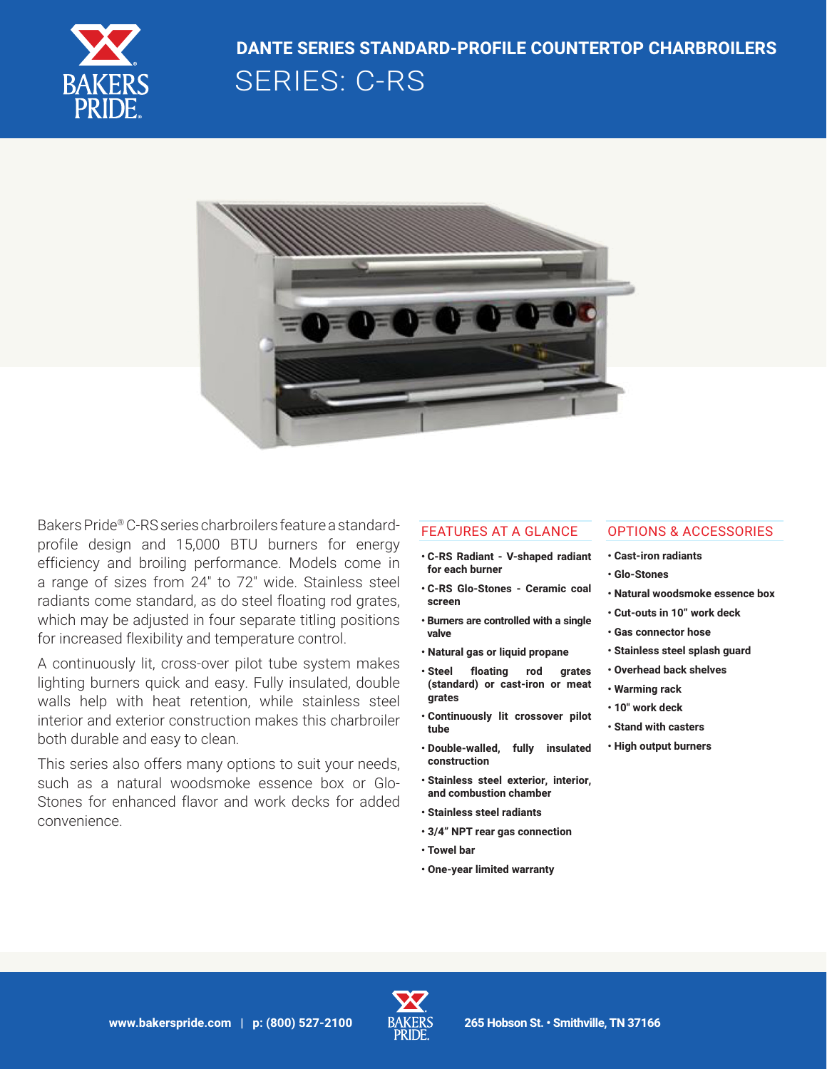# DANTE SERIES STANDARD-PROFILE COUNTERTOP CHARBROILERS

## SERIES: C-RS

Bakers Pride® C-RS series charbroilers feature a standard-profile design and 15,000 BTU burners for energy efficiency and broiling performance. Models come in a range of sizes from 24" to 72" wide. Stainless steel radiants come standard, as do steel floating rod grates, which may be adjusted in four separate titling positions for increased flexibility and temperature control.

A continuously lit, cross-over pilot tube system makes lighting burners quick and easy. Fully insulated, double walls help with heat retention, while stainless steel interior and exterior construction makes this charbroiler both durable and easy to clean.

This series also offers many options to suit your needs, such as a natural woodsmoke essence box or Glo-Stones for enhanced flavor and work decks for added convenience.

### FEATURES AT A GLANCE

- **C-RS Radiant - V-shaped radiant for each burner**
- **C-RS Glo-Stones - Ceramic coal screen**
- **Burners are controlled with a single valve**
- **Natural gas or liquid propane**
- **Steel floating rod grates (standard) or cast-iron or meat grates**
- **Continuously lit crossover pilot tube**
- **Double-walled, fully insulated construction**
- **Stainless steel exterior, interior, and combustion chamber**
- **Stainless steel radiants**
- **3/4" NPT rear gas connection**
- **Towel bar**
- **One-year limited warranty**

### OPTIONS & ACCESSORIES

- **Cast-iron radiants**
- **Glo-Stones**
- **Natural woodsmoke essence box**
- **Cut-outs in 10" work deck**
- **Gas connector hose**
- **Stainless steel splash guard**
- **Overhead back shelves**
- **Warming rack**
- **10" work deck**
- **Stand with casters**
- **High output burners**

**www.bakerspride.com | p: (800) 527-2100** **265 Hobson St. • Smithville, TN 37166**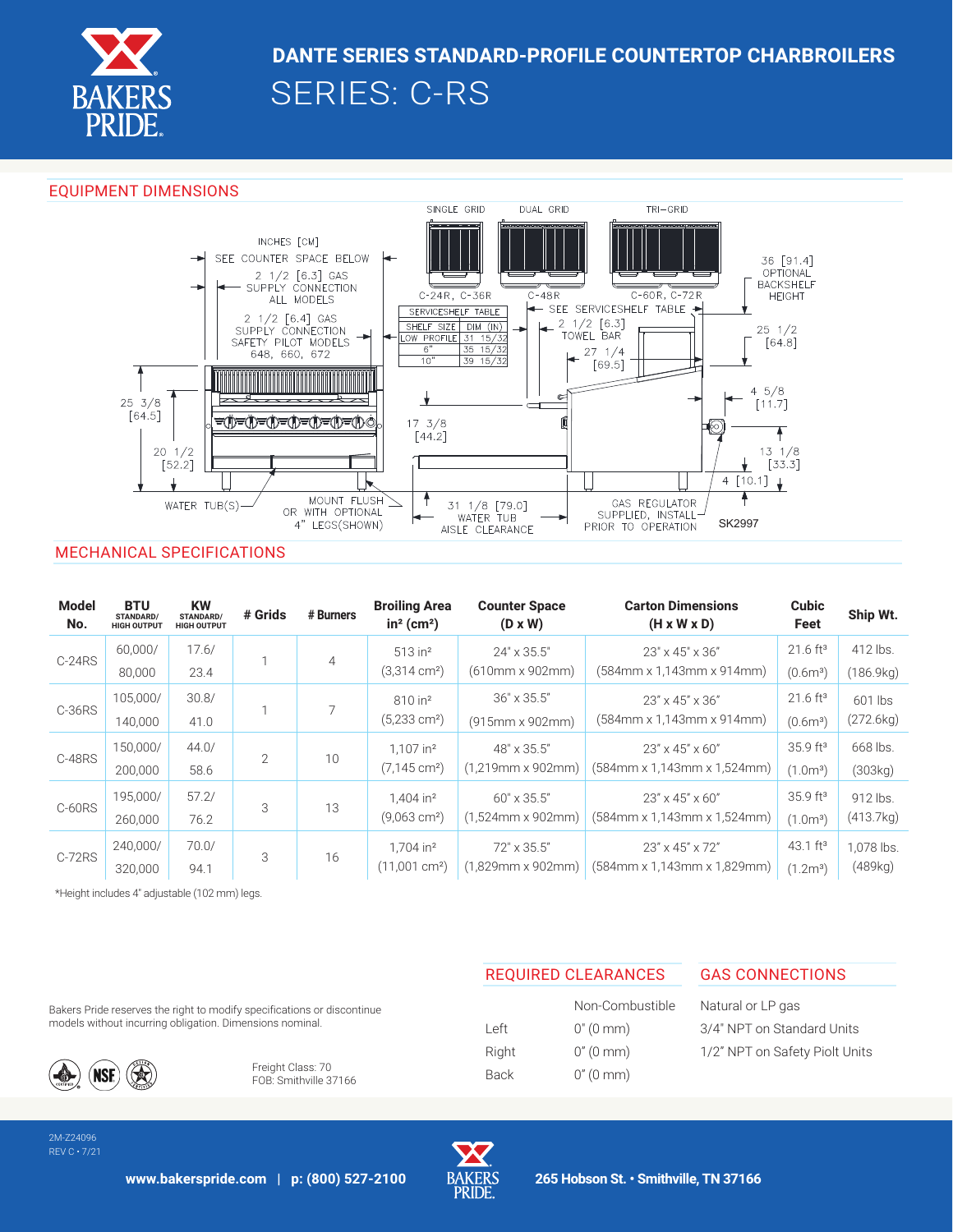# DANTE SERIES STANDARD-PROFILE COUNTERTOP CHARBROILERS

# SERIES: C-RS

## EQUIPMENT DIMENSIONS

INCHES [CM]

SEE COUNTER SPACE BELOW

2 1/2 [6.3] GAS SUPPLY CONNECTION ALL MODELS

2 1/2 [6.4] GAS SUPPLY CONNECTION SAFETY PILOT MODELS 648, 660, 672

25 3/8 [64.5]

20 1/2 [52.2]

WATER TUB(S)

MOUNT FLUSH OR WITH OPTIONAL 4" LEGS(SHOWN)

SINGLE GRID — C-24R, C-36R

DUAL GRID — C-48R

TRI-GRID — C-60R, C-72R

| SERVICESHELF TABLE | |
|---|---|
| SHELF SIZE | DIM (IN) |
| LOW PROFILE | 31 15/32 |
| 6" | 35 15/32 |
| 10" | 39 15/32 |

SEE SERVICESHELF TABLE

2 1/2 [6.3] TOWEL BAR

27 1/4 [69.5]

17 3/8 [44.2]

31 1/8 [79.0] WATER TUB AISLE CLEARANCE

36 [91.4] OPTIONAL BACKSHELF HEIGHT

25 1/2 [64.8]

4 5/8 [11.7]

13 1/8 [33.3]

4 [10.1]

GAS REGULATOR SUPPLIED, INSTALL PRIOR TO OPERATION

SK2997

## MECHANICAL SPECIFICATIONS

| Model No. | BTU STANDARD/ HIGH OUTPUT | KW STANDARD/ HIGH OUTPUT | # Grids | # Burners | Broiling Area in² (cm²) | Counter Space (D x W) | Carton Dimensions (H x W x D) | Cubic Feet | Ship Wt. |
|---|---|---|---|---|---|---|---|---|---|
| C-24RS | 60,000/ 80,000 | 17.6/ 23.4 | 1 | 4 | 513 in² (3,314 cm²) | 24" x 35.5" (610mm x 902mm) | 23" x 45" x 36" (584mm x 1,143mm x 914mm) | 21.6 ft³ (0.6m³) | 412 lbs. (186.9kg) |
| C-36RS | 105,000/ 140,000 | 30.8/ 41.0 | 1 | 7 | 810 in² (5,233 cm²) | 36" x 35.5" (915mm x 902mm) | 23" x 45" x 36" (584mm x 1,143mm x 914mm) | 21.6 ft³ (0.6m³) | 601 lbs (272.6kg) |
| C-48RS | 150,000/ 200,000 | 44.0/ 58.6 | 2 | 10 | 1,107 in² (7,145 cm²) | 48" x 35.5" (1,219mm x 902mm) | 23" x 45" x 60" (584mm x 1,143mm x 1,524mm) | 35.9 ft³ (1.0m³) | 668 lbs. (303kg) |
| C-60RS | 195,000/ 260,000 | 57.2/ 76.2 | 3 | 13 | 1,404 in² (9,063 cm²) | 60" x 35.5" (1,524mm x 902mm) | 23" x 45" x 60" (584mm x 1,143mm x 1,524mm) | 35.9 ft³ (1.0m³) | 912 lbs. (413.7kg) |
| C-72RS | 240,000/ 320,000 | 70.0/ 94.1 | 3 | 16 | 1,704 in² (11,001 cm²) | 72" x 35.5" (1,829mm x 902mm) | 23" x 45" x 72" (584mm x 1,143mm x 1,829mm) | 43.1 ft³ (1.2m³) | 1,078 lbs. (489kg) |

*Height includes 4" adjustable (102 mm) legs.

Bakers Pride reserves the right to modify specifications or discontinue models without incurring obligation. Dimensions nominal.

Freight Class: 70
FOB: Smithville 37166

## REQUIRED CLEARANCES

| | Non-Combustible |
|---|---|
| Left | 0" (0 mm) |
| Right | 0" (0 mm) |
| Back | 0" (0 mm) |

## GAS CONNECTIONS

Natural or LP gas

3/4" NPT on Standard Units

1/2" NPT on Safety Piolt Units

2M-Z24096
REV C • 7/21

**www.bakerspride.com | p: (800) 527-2100**

**265 Hobson St. • Smithville, TN 37166**